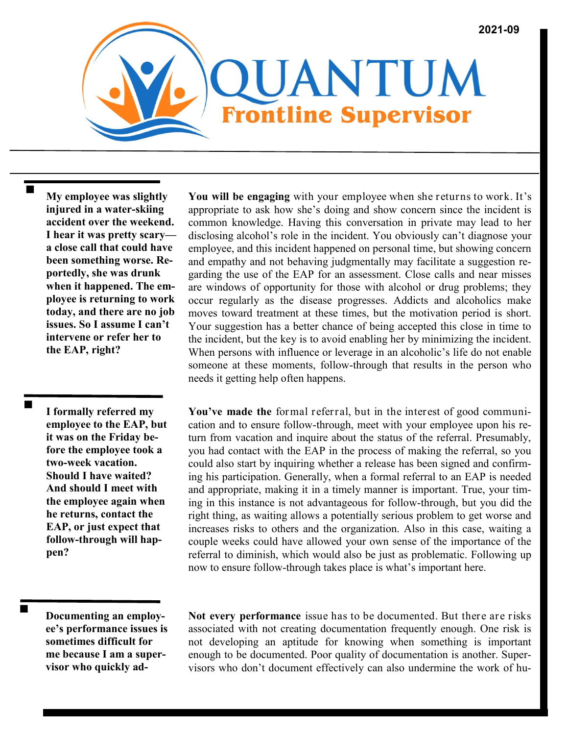2021-09

# QUANTUM

## Frontline Supervisor

**My employee was slightly injured in a water-skiing accident over the weekend. I hear it was pretty scary—a close call that could have been something worse. Reportedly, she was drunk when it happened. The employee is returning to work today, and there are no job issues. So I assume I can't intervene or refer her to the EAP, right?**

**You will be engaging** with your employee when she returns to work. It's appropriate to ask how she's doing and show concern since the incident is common knowledge. Having this conversation in private may lead to her disclosing alcohol's role in the incident. You obviously can't diagnose your employee, and this incident happened on personal time, but showing concern and empathy and not behaving judgmentally may facilitate a suggestion regarding the use of the EAP for an assessment. Close calls and near misses are windows of opportunity for those with alcohol or drug problems; they occur regularly as the disease progresses. Addicts and alcoholics make moves toward treatment at these times, but the motivation period is short. Your suggestion has a better chance of being accepted this close in time to the incident, but the key is to avoid enabling her by minimizing the incident. When persons with influence or leverage in an alcoholic's life do not enable someone at these moments, follow-through that results in the person who needs it getting help often happens.

**I formally referred my employee to the EAP, but it was on the Friday before the employee took a two-week vacation. Should I have waited? And should I meet with the employee again when he returns, contact the EAP, or just expect that follow-through will happen?**

**You've made the** formal referral, but in the interest of good communication and to ensure follow-through, meet with your employee upon his return from vacation and inquire about the status of the referral. Presumably, you had contact with the EAP in the process of making the referral, so you could also start by inquiring whether a release has been signed and confirming his participation. Generally, when a formal referral to an EAP is needed and appropriate, making it in a timely manner is important. True, your timing in this instance is not advantageous for follow-through, but you did the right thing, as waiting allows a potentially serious problem to get worse and increases risks to others and the organization. Also in this case, waiting a couple weeks could have allowed your own sense of the importance of the referral to diminish, which would also be just as problematic. Following up now to ensure follow-through takes place is what's important here.

**Documenting an employee's performance issues is sometimes difficult for me because I am a supervisor who quickly ad-**

**Not every performance** issue has to be documented. But there are risks associated with not creating documentation frequently enough. One risk is not developing an aptitude for knowing when something is important enough to be documented. Poor quality of documentation is another. Supervisors who don't document effectively can also undermine the work of hu-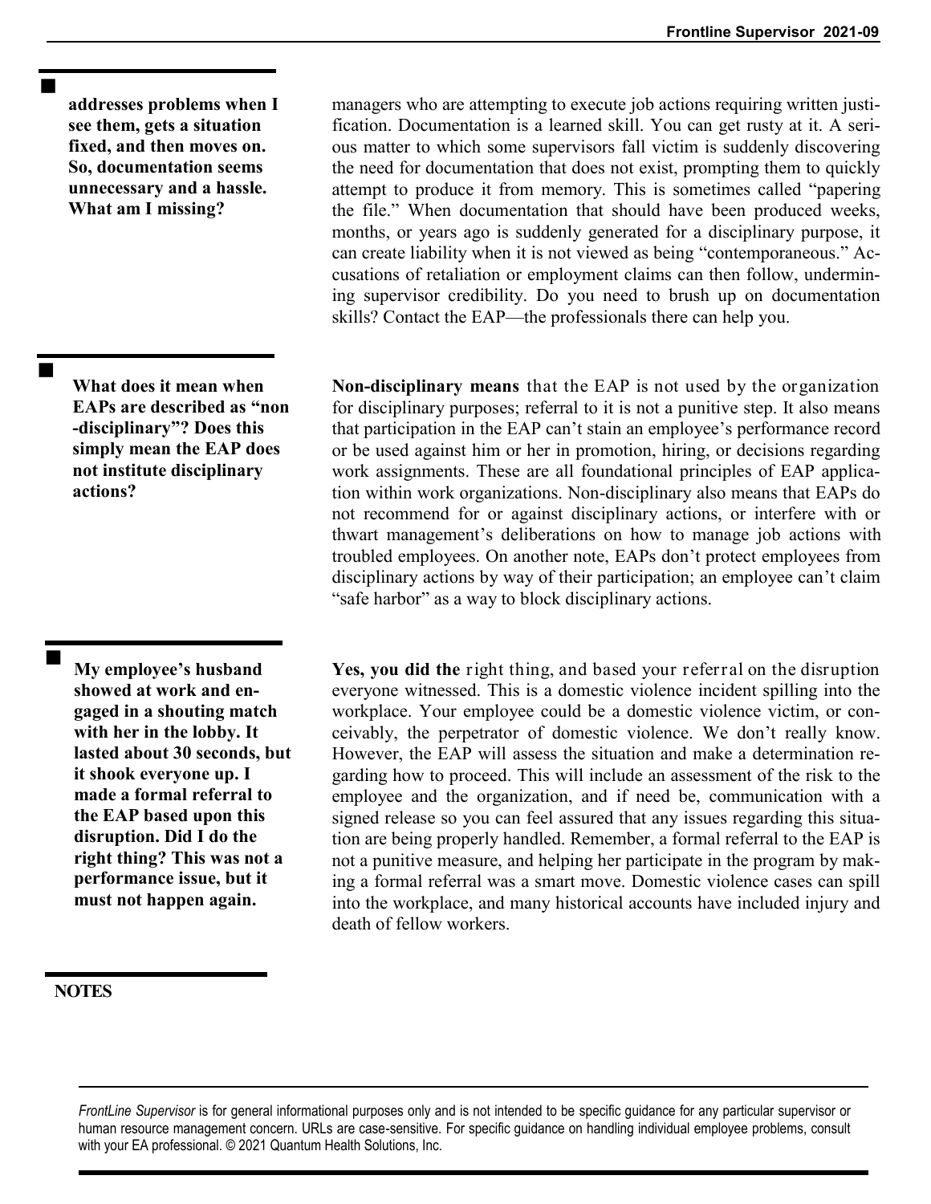**addresses problems when I see them, gets a situation fixed, and then moves on. So, documentation seems unnecessary and a hassle. What am I missing?**

managers who are attempting to execute job actions requiring written justification. Documentation is a learned skill. You can get rusty at it. A serious matter to which some supervisors fall victim is suddenly discovering the need for documentation that does not exist, prompting them to quickly attempt to produce it from memory. This is sometimes called "papering the file." When documentation that should have been produced weeks, months, or years ago is suddenly generated for a disciplinary purpose, it can create liability when it is not viewed as being "contemporaneous." Accusations of retaliation or employment claims can then follow, undermining supervisor credibility. Do you need to brush up on documentation skills? Contact the EAP—the professionals there can help you.

**What does it mean when EAPs are described as "non-disciplinary"? Does this simply mean the EAP does not institute disciplinary actions?**

**Non-disciplinary means** that the EAP is not used by the organization for disciplinary purposes; referral to it is not a punitive step. It also means that participation in the EAP can't stain an employee's performance record or be used against him or her in promotion, hiring, or decisions regarding work assignments. These are all foundational principles of EAP application within work organizations. Non-disciplinary also means that EAPs do not recommend for or against disciplinary actions, or interfere with or thwart management's deliberations on how to manage job actions with troubled employees. On another note, EAPs don't protect employees from disciplinary actions by way of their participation; an employee can't claim "safe harbor" as a way to block disciplinary actions.

**My employee's husband showed at work and engaged in a shouting match with her in the lobby. It lasted about 30 seconds, but it shook everyone up. I made a formal referral to the EAP based upon this disruption. Did I do the right thing? This was not a performance issue, but it must not happen again.**

**Yes, you did the** right thing, and based your referral on the disruption everyone witnessed. This is a domestic violence incident spilling into the workplace. Your employee could be a domestic violence victim, or conceivably, the perpetrator of domestic violence. We don't really know. However, the EAP will assess the situation and make a determination regarding how to proceed. This will include an assessment of the risk to the employee and the organization, and if need be, communication with a signed release so you can feel assured that any issues regarding this situation are being properly handled. Remember, a formal referral to the EAP is not a punitive measure, and helping her participate in the program by making a formal referral was a smart move. Domestic violence cases can spill into the workplace, and many historical accounts have included injury and death of fellow workers.

**NOTES**

*FrontLine Supervisor* is for general informational purposes only and is not intended to be specific guidance for any particular supervisor or human resource management concern. URLs are case-sensitive. For specific guidance on handling individual employee problems, consult with your EA professional. © 2021 Quantum Health Solutions, Inc.